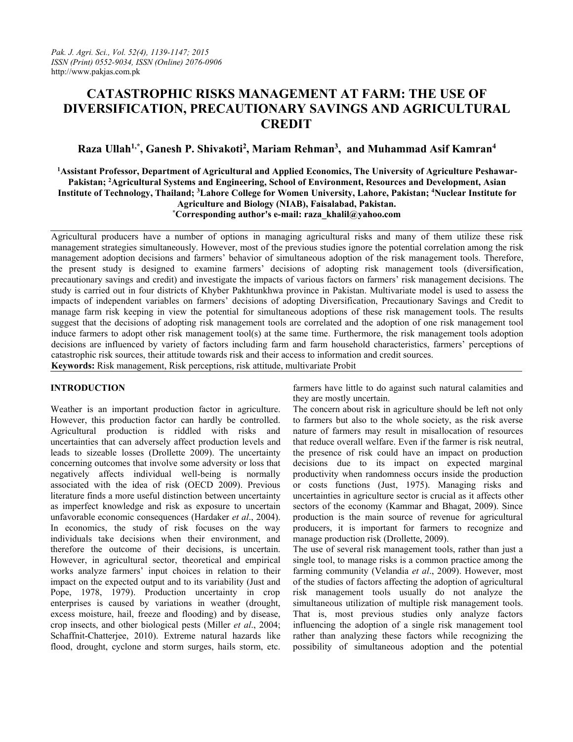# CATASTROPHIC RISKS MANAGEMENT AT FARM: THE USE OF DIVERSIFICATION, PRECAUTIONARY SAVINGS AND AGRICULTURAL CREDIT

**Raza Ullah[1,*], Ganesh P. Shivakoti[2], Mariam Rehman[3], and Muhammad Asif Kamran[4]**

**[1]Assistant Professor, Department of Agricultural and Applied Economics, The University of Agriculture Peshawar-Pakistan; [2]Agricultural Systems and Engineering, School of Environment, Resources and Development, Asian Institute of Technology, Thailand; [3]Lahore College for Women University, Lahore, Pakistan; [4]Nuclear Institute for Agriculture and Biology (NIAB), Faisalabad, Pakistan.**
**[*]Corresponding author's e-mail: raza_khalil@yahoo.com**

Agricultural producers have a number of options in managing agricultural risks and many of them utilize these risk management strategies simultaneously. However, most of the previous studies ignore the potential correlation among the risk management adoption decisions and farmers' behavior of simultaneous adoption of the risk management tools. Therefore, the present study is designed to examine farmers' decisions of adopting risk management tools (diversification, precautionary savings and credit) and investigate the impacts of various factors on farmers' risk management decisions. The study is carried out in four districts of Khyber Pakhtunkhwa province in Pakistan. Multivariate model is used to assess the impacts of independent variables on farmers' decisions of adopting Diversification, Precautionary Savings and Credit to manage farm risk keeping in view the potential for simultaneous adoptions of these risk management tools. The results suggest that the decisions of adopting risk management tools are correlated and the adoption of one risk management tool induce farmers to adopt other risk management tool(s) at the same time. Furthermore, the risk management tools adoption decisions are influenced by variety of factors including farm and farm household characteristics, farmers' perceptions of catastrophic risk sources, their attitude towards risk and their access to information and credit sources.

**Keywords:** Risk management, Risk perceptions, risk attitude, multivariate Probit

## INTRODUCTION

Weather is an important production factor in agriculture. However, this production factor can hardly be controlled. Agricultural production is riddled with risks and uncertainties that can adversely affect production levels and leads to sizeable losses (Drollette 2009). The uncertainty concerning outcomes that involve some adversity or loss that negatively affects individual well-being is normally associated with the idea of risk (OECD 2009). Previous literature finds a more useful distinction between uncertainty as imperfect knowledge and risk as exposure to uncertain unfavorable economic consequences (Hardaker *et al*., 2004). In economics, the study of risk focuses on the way individuals take decisions when their environment, and therefore the outcome of their decisions, is uncertain. However, in agricultural sector, theoretical and empirical works analyze farmers' input choices in relation to their impact on the expected output and to its variability (Just and Pope, 1978, 1979). Production uncertainty in crop enterprises is caused by variations in weather (drought, excess moisture, hail, freeze and flooding) and by disease, crop insects, and other biological pests (Miller *et al*., 2004; Schaffnit-Chatterjee, 2010). Extreme natural hazards like flood, drought, cyclone and storm surges, hails storm, etc. farmers have little to do against such natural calamities and they are mostly uncertain.

The concern about risk in agriculture should be left not only to farmers but also to the whole society, as the risk averse nature of farmers may result in misallocation of resources that reduce overall welfare. Even if the farmer is risk neutral, the presence of risk could have an impact on production decisions due to its impact on expected marginal productivity when randomness occurs inside the production or costs functions (Just, 1975). Managing risks and uncertainties in agriculture sector is crucial as it affects other sectors of the economy (Kammar and Bhagat, 2009). Since production is the main source of revenue for agricultural producers, it is important for farmers to recognize and manage production risk (Drollette, 2009).

The use of several risk management tools, rather than just a single tool, to manage risks is a common practice among the farming community (Velandia *et al*., 2009). However, most of the studies of factors affecting the adoption of agricultural risk management tools usually do not analyze the simultaneous utilization of multiple risk management tools. That is, most previous studies only analyze factors influencing the adoption of a single risk management tool rather than analyzing these factors while recognizing the possibility of simultaneous adoption and the potential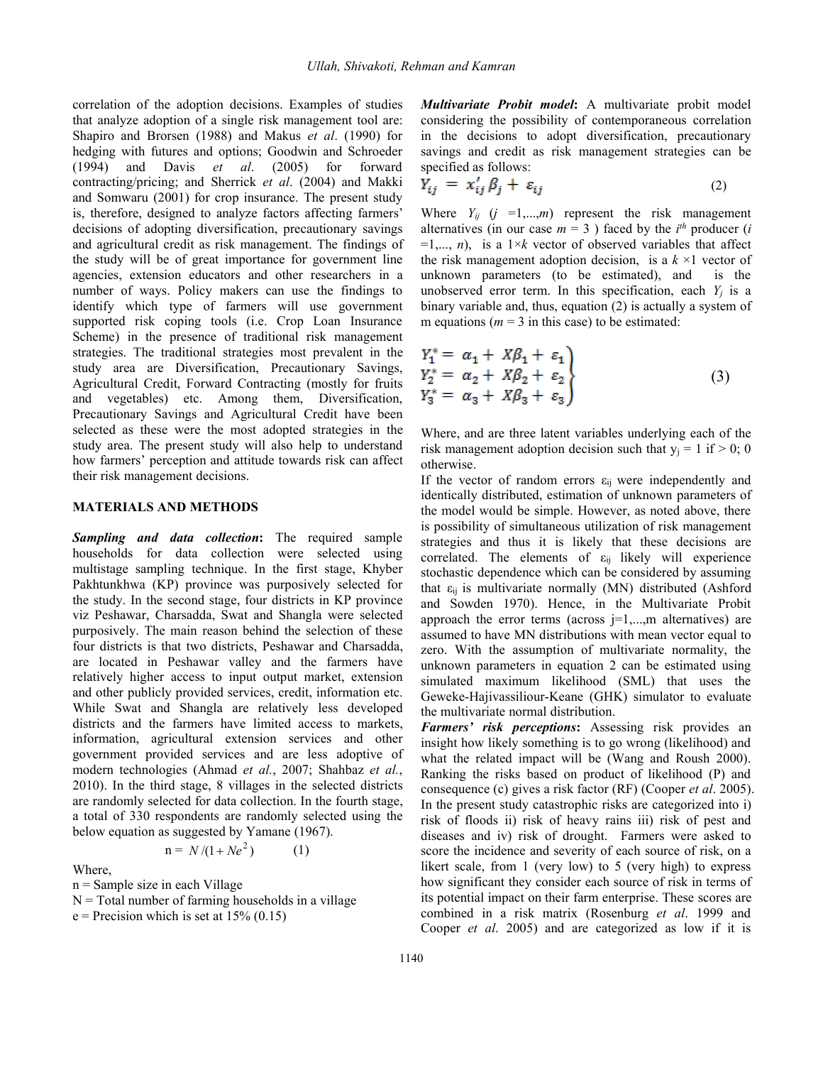correlation of the adoption decisions. Examples of studies that analyze adoption of a single risk management tool are: Shapiro and Brorsen (1988) and Makus *et al*. (1990) for hedging with futures and options; Goodwin and Schroeder (1994) and Davis *et al*. (2005) for forward contracting/pricing; and Sherrick *et al*. (2004) and Makki and Somwaru (2001) for crop insurance. The present study is, therefore, designed to analyze factors affecting farmers' decisions of adopting diversification, precautionary savings and agricultural credit as risk management. The findings of the study will be of great importance for government line agencies, extension educators and other researchers in a number of ways. Policy makers can use the findings to identify which type of farmers will use government supported risk coping tools (i.e. Crop Loan Insurance Scheme) in the presence of traditional risk management strategies. The traditional strategies most prevalent in the study area are Diversification, Precautionary Savings, Agricultural Credit, Forward Contracting (mostly for fruits and vegetables) etc. Among them, Diversification, Precautionary Savings and Agricultural Credit have been selected as these were the most adopted strategies in the study area. The present study will also help to understand how farmers' perception and attitude towards risk can affect their risk management decisions.

## MATERIALS AND METHODS

***Sampling and data collection*:** The required sample households for data collection were selected using multistage sampling technique. In the first stage, Khyber Pakhtunkhwa (KP) province was purposively selected for the study. In the second stage, four districts in KP province viz Peshawar, Charsadda, Swat and Shangla were selected purposively. The main reason behind the selection of these four districts is that two districts, Peshawar and Charsadda, are located in Peshawar valley and the farmers have relatively higher access to input output market, extension and other publicly provided services, credit, information etc. While Swat and Shangla are relatively less developed districts and the farmers have limited access to markets, information, agricultural extension services and other government provided services and are less adoptive of modern technologies (Ahmad *et al.*, 2007; Shahbaz *et al.*, 2010). In the third stage, 8 villages in the selected districts are randomly selected for data collection. In the fourth stage, a total of 330 respondents are randomly selected using the below equation as suggested by Yamane (1967).

$$n = N/(1+Ne^2) \qquad (1)$$

Where,

n = Sample size in each Village

N = Total number of farming households in a village

e = Precision which is set at 15% (0.15)

***Multivariate Probit model*:** A multivariate probit model considering the possibility of contemporaneous correlation in the decisions to adopt diversification, precautionary savings and credit as risk management strategies can be specified as follows:

$$Y_{ij} = x'_{ij}\beta_j + \varepsilon_{ij} \qquad (2)$$

Where $Y_{ij}$ ($j$ =1,...,$m$) represent the risk management alternatives (in our case $m$ = 3 ) faced by the $i^{th}$ producer ($i$ =1,..., $n$), is a 1×$k$ vector of observed variables that affect the risk management adoption decision, is a $k$ ×1 vector of unknown parameters (to be estimated), and is the unobserved error term. In this specification, each $Y_j$ is a binary variable and, thus, equation (2) is actually a system of m equations ($m$ = 3 in this case) to be estimated:

$$\left.\begin{aligned} Y_1^* &= \alpha_1 + X\beta_1 + \varepsilon_1 \\ Y_2^* &= \alpha_2 + X\beta_2 + \varepsilon_2 \\ Y_3^* &= \alpha_3 + X\beta_3 + \varepsilon_3 \end{aligned}\right\} \qquad (3)$$

Where, and are three latent variables underlying each of the risk management adoption decision such that $y_j$ = 1 if > 0; 0 otherwise.

If the vector of random errors $\varepsilon_{ij}$ were independently and identically distributed, estimation of unknown parameters of the model would be simple. However, as noted above, there is possibility of simultaneous utilization of risk management strategies and thus it is likely that these decisions are correlated. The elements of $\varepsilon_{ij}$ likely will experience stochastic dependence which can be considered by assuming that $\varepsilon_{ij}$ is multivariate normally (MN) distributed (Ashford and Sowden 1970). Hence, in the Multivariate Probit approach the error terms (across j=1,...,m alternatives) are assumed to have MN distributions with mean vector equal to zero. With the assumption of multivariate normality, the unknown parameters in equation 2 can be estimated using simulated maximum likelihood (SML) that uses the Geweke-Hajivassiliour-Keane (GHK) simulator to evaluate the multivariate normal distribution.

***Farmers' risk perceptions*:** Assessing risk provides an insight how likely something is to go wrong (likelihood) and what the related impact will be (Wang and Roush 2000). Ranking the risks based on product of likelihood (P) and consequence (c) gives a risk factor (RF) (Cooper *et al*. 2005). In the present study catastrophic risks are categorized into i) risk of floods ii) risk of heavy rains iii) risk of pest and diseases and iv) risk of drought. Farmers were asked to score the incidence and severity of each source of risk, on a likert scale, from 1 (very low) to 5 (very high) to express how significant they consider each source of risk in terms of its potential impact on their farm enterprise. These scores are combined in a risk matrix (Rosenburg *et al*. 1999 and Cooper *et al*. 2005) and are categorized as low if it is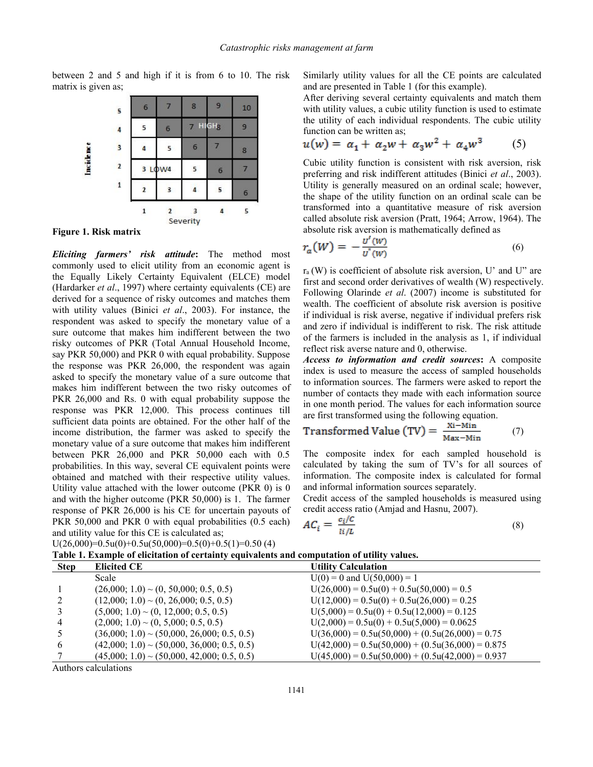between 2 and 5 and high if it is from 6 to 10. The risk matrix is given as;

| Incidence | | | | | |
|---|---|---|---|---|---|
| 5 | 6 | 7 | 8 | 9 | 10 |
| 4 | 5 | 6 | 7 HIGH | 8 | 9 |
| 3 | 4 | 5 | 6 | 7 | 8 |
| 2 | 3 LOW | 4 | 5 | 6 | 7 |
| 1 | 2 | 3 | 4 | 5 | 6 |
| Severity | 1 | 2 | 3 | 4 | 5 |

**Figure 1. Risk matrix**

***Eliciting farmers' risk attitude*:** The method most commonly used to elicit utility from an economic agent is the Equally Likely Certainty Equivalent (ELCE) model (Hardarker *et al*., 1997) where certainty equivalents (CE) are derived for a sequence of risky outcomes and matches them with utility values (Binici *et al*., 2003). For instance, the respondent was asked to specify the monetary value of a sure outcome that makes him indifferent between the two risky outcomes of PKR (Total Annual Household Income, say PKR 50,000) and PKR 0 with equal probability. Suppose the response was PKR 26,000, the respondent was again asked to specify the monetary value of a sure outcome that makes him indifferent between the two risky outcomes of PKR 26,000 and Rs. 0 with equal probability suppose the response was PKR 12,000. This process continues till sufficient data points are obtained. For the other half of the income distribution, the farmer was asked to specify the monetary value of a sure outcome that makes him indifferent between PKR 26,000 and PKR 50,000 each with 0.5 probabilities. In this way, several CE equivalent points were obtained and matched with their respective utility values. Utility value attached with the lower outcome (PKR 0) is 0 and with the higher outcome (PKR 50,000) is 1. The farmer response of PKR 26,000 is his CE for uncertain payouts of PKR 50,000 and PKR 0 with equal probabilities (0.5 each) and utility value for this CE is calculated as;

$$U(26{,}000)=0.5u(0)+0.5u(50{,}000)=0.5(0)+0.5(1)=0.50 \quad (4)$$

Similarly utility values for all the CE points are calculated and are presented in Table 1 (for this example).

After deriving several certainty equivalents and match them with utility values, a cubic utility function is used to estimate the utility of each individual respondents. The cubic utility function can be written as;

$$u(w) = \alpha_1 + \alpha_2 w + \alpha_3 w^2 + \alpha_4 w^3 \quad (5)$$

Cubic utility function is consistent with risk aversion, risk preferring and risk indifferent attitudes (Binici *et al*., 2003). Utility is generally measured on an ordinal scale; however, the shape of the utility function on an ordinal scale can be transformed into a quantitative measure of risk aversion called absolute risk aversion (Pratt, 1964; Arrow, 1964). The absolute risk aversion is mathematically defined as

$$r_a(W) = -\frac{U'(W)}{U''(W)} \quad (6)$$

$r_a(W)$ is coefficient of absolute risk aversion, U' and U" are first and second order derivatives of wealth (W) respectively. Following Olarinde *et al*. (2007) income is substituted for wealth. The coefficient of absolute risk aversion is positive if individual is risk averse, negative if individual prefers risk and zero if individual is indifferent to risk. The risk attitude of the farmers is included in the analysis as 1, if individual reflect risk averse nature and 0, otherwise.

***Access to information and credit sources*:** A composite index is used to measure the access of sampled households to information sources. The farmers were asked to report the number of contacts they made with each information source in one month period. The values for each information source are first transformed using the following equation.

$$\text{Transformed Value (TV)} = \frac{X_i - \text{Min}}{\text{Max} - \text{Min}} \quad (7)$$

The composite index for each sampled household is calculated by taking the sum of TV's for all sources of information. The composite index is calculated for formal and informal information sources separately.

Credit access of the sampled households is measured using credit access ratio (Amjad and Hasnu, 2007).

$$AC_i = \frac{c_i/C}{li/L} \quad (8)$$

**Table 1. Example of elicitation of certainty equivalents and computation of utility values.**

| Step | Elicited CE | Utility Calculation |
|---|---|---|
| | Scale | U(0) = 0 and U(50,000) = 1 |
| 1 | (26,000; 1.0) ~ (0, 50,000; 0.5, 0.5) | U(26,000) = 0.5u(0) + 0.5u(50,000) = 0.5 |
| 2 | (12,000; 1.0) ~ (0, 26,000; 0.5, 0.5) | U(12,000) = 0.5u(0) + 0.5u(26,000) = 0.25 |
| 3 | (5,000; 1.0) ~ (0, 12,000; 0.5, 0.5) | U(5,000) = 0.5u(0) + 0.5u(12,000) = 0.125 |
| 4 | (2,000; 1.0) ~ (0, 5,000; 0.5, 0.5) | U(2,000) = 0.5u(0) + 0.5u(5,000) = 0.0625 |
| 5 | (36,000; 1.0) ~ (50,000, 26,000; 0.5, 0.5) | U(36,000) = 0.5u(50,000) + (0.5u(26,000) = 0.75 |
| 6 | (42,000; 1.0) ~ (50,000, 36,000; 0.5, 0.5) | U(42,000) = 0.5u(50,000) + (0.5u(36,000) = 0.875 |
| 7 | (45,000; 1.0) ~ (50,000, 42,000; 0.5, 0.5) | U(45,000) = 0.5u(50,000) + (0.5u(42,000) = 0.937 |

Authors calculations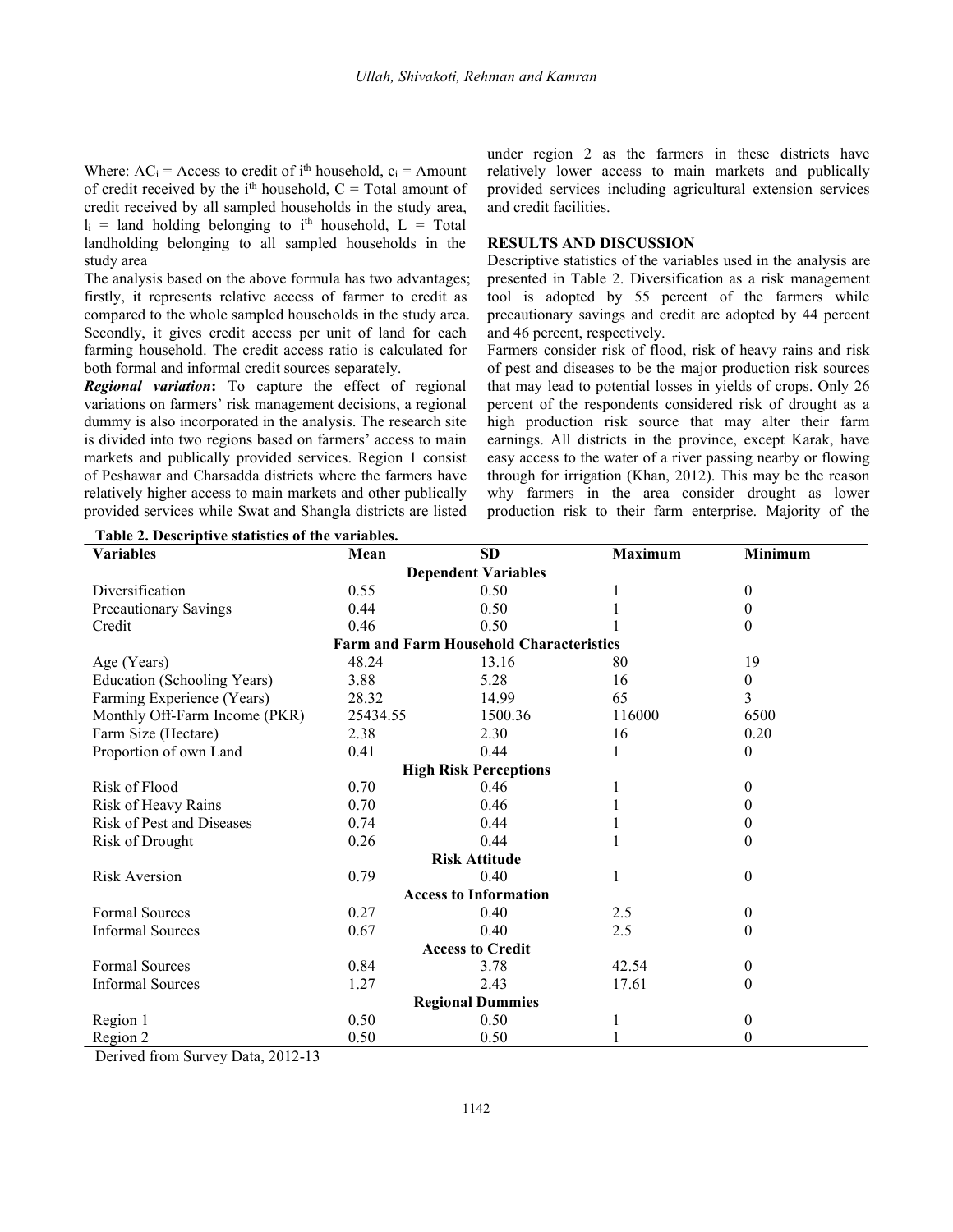Where: $AC_i$ = Access to credit of $i^{th}$ household, $c_i$ = Amount of credit received by the $i^{th}$ household, $C$ = Total amount of credit received by all sampled households in the study area, $l_i$ = land holding belonging to $i^{th}$ household, $L$ = Total landholding belonging to all sampled households in the study area

The analysis based on the above formula has two advantages; firstly, it represents relative access of farmer to credit as compared to the whole sampled households in the study area. Secondly, it gives credit access per unit of land for each farming household. The credit access ratio is calculated for both formal and informal credit sources separately.

***Regional variation*:** To capture the effect of regional variations on farmers' risk management decisions, a regional dummy is also incorporated in the analysis. The research site is divided into two regions based on farmers' access to main markets and publically provided services. Region 1 consist of Peshawar and Charsadda districts where the farmers have relatively higher access to main markets and other publically provided services while Swat and Shangla districts are listed under region 2 as the farmers in these districts have relatively lower access to main markets and publically provided services including agricultural extension services and credit facilities.

## RESULTS AND DISCUSSION

Descriptive statistics of the variables used in the analysis are presented in Table 2. Diversification as a risk management tool is adopted by 55 percent of the farmers while precautionary savings and credit are adopted by 44 percent and 46 percent, respectively.

Farmers consider risk of flood, risk of heavy rains and risk of pest and diseases to be the major production risk sources that may lead to potential losses in yields of crops. Only 26 percent of the respondents considered risk of drought as a high production risk source that may alter their farm earnings. All districts in the province, except Karak, have easy access to the water of a river passing nearby or flowing through for irrigation (Khan, 2012). This may be the reason why farmers in the area consider drought as lower production risk to their farm enterprise. Majority of the

**Table 2. Descriptive statistics of the variables.**

| Variables | Mean | SD | Maximum | Minimum |
|---|---|---|---|---|
| | | **Dependent Variables** | | |
| Diversification | 0.55 | 0.50 | 1 | 0 |
| Precautionary Savings | 0.44 | 0.50 | 1 | 0 |
| Credit | 0.46 | 0.50 | 1 | 0 |
| | | **Farm and Farm Household Characteristics** | | |
| Age (Years) | 48.24 | 13.16 | 80 | 19 |
| Education (Schooling Years) | 3.88 | 5.28 | 16 | 0 |
| Farming Experience (Years) | 28.32 | 14.99 | 65 | 3 |
| Monthly Off-Farm Income (PKR) | 25434.55 | 1500.36 | 116000 | 6500 |
| Farm Size (Hectare) | 2.38 | 2.30 | 16 | 0.20 |
| Proportion of own Land | 0.41 | 0.44 | 1 | 0 |
| | | **High Risk Perceptions** | | |
| Risk of Flood | 0.70 | 0.46 | 1 | 0 |
| Risk of Heavy Rains | 0.70 | 0.46 | 1 | 0 |
| Risk of Pest and Diseases | 0.74 | 0.44 | 1 | 0 |
| Risk of Drought | 0.26 | 0.44 | 1 | 0 |
| | | **Risk Attitude** | | |
| Risk Aversion | 0.79 | 0.40 | 1 | 0 |
| | | **Access to Information** | | |
| Formal Sources | 0.27 | 0.40 | 2.5 | 0 |
| Informal Sources | 0.67 | 0.40 | 2.5 | 0 |
| | | **Access to Credit** | | |
| Formal Sources | 0.84 | 3.78 | 42.54 | 0 |
| Informal Sources | 1.27 | 2.43 | 17.61 | 0 |
| | | **Regional Dummies** | | |
| Region 1 | 0.50 | 0.50 | 1 | 0 |
| Region 2 | 0.50 | 0.50 | 1 | 0 |

Derived from Survey Data, 2012-13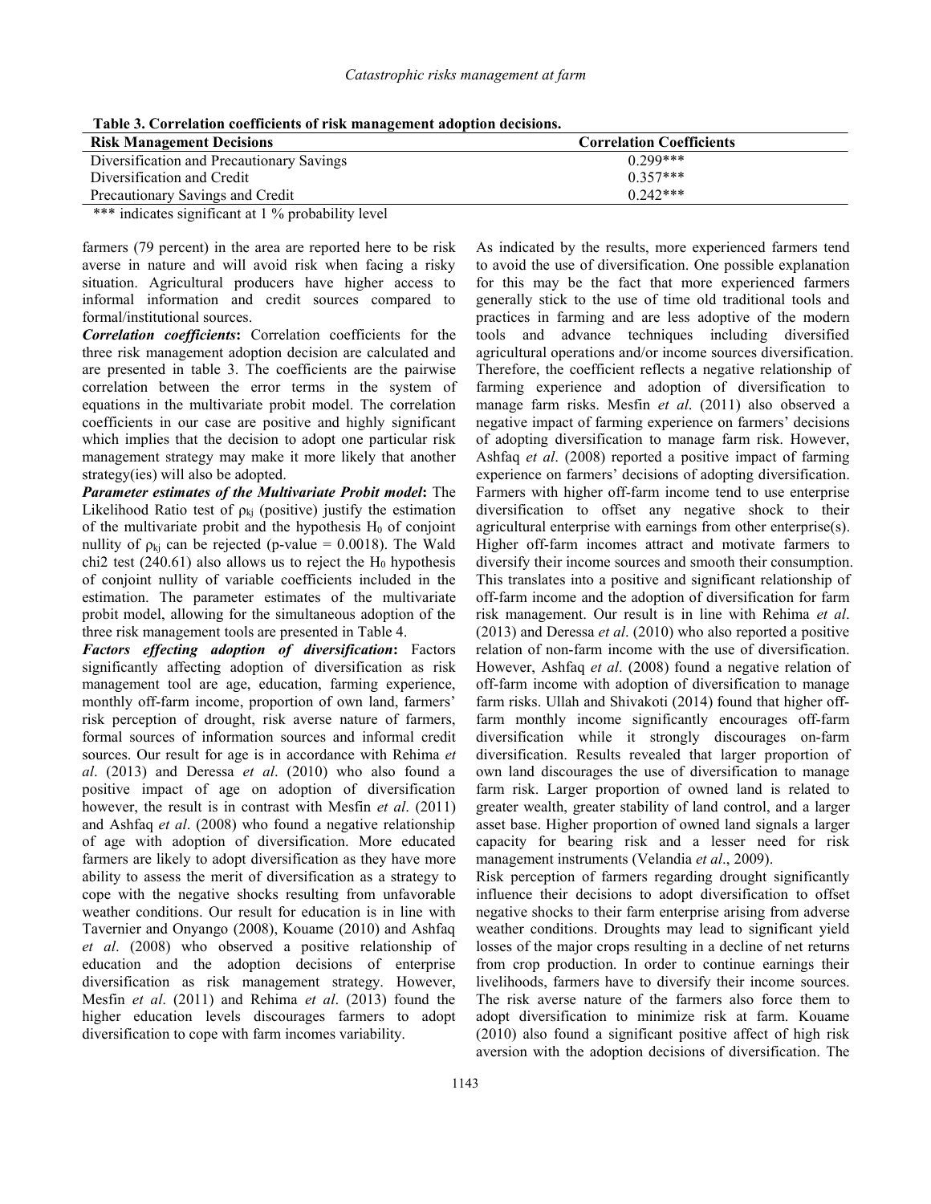**Table 3. Correlation coefficients of risk management adoption decisions.**

| Risk Management Decisions | Correlation Coefficients |
|---|---|
| Diversification and Precautionary Savings | 0.299*** |
| Diversification and Credit | 0.357*** |
| Precautionary Savings and Credit | 0.242*** |

*** indicates significant at 1 % probability level

farmers (79 percent) in the area are reported here to be risk averse in nature and will avoid risk when facing a risky situation. Agricultural producers have higher access to informal information and credit sources compared to formal/institutional sources.

***Correlation coefficients*:** Correlation coefficients for the three risk management adoption decision are calculated and are presented in table 3. The coefficients are the pairwise correlation between the error terms in the system of equations in the multivariate probit model. The correlation coefficients in our case are positive and highly significant which implies that the decision to adopt one particular risk management strategy may make it more likely that another strategy(ies) will also be adopted.

***Parameter estimates of the Multivariate Probit model*:** The Likelihood Ratio test of $\rho_{kj}$ (positive) justify the estimation of the multivariate probit and the hypothesis $H_0$ of conjoint nullity of $\rho_{kj}$ can be rejected (p-value = 0.0018). The Wald chi2 test (240.61) also allows us to reject the $H_0$ hypothesis of conjoint nullity of variable coefficients included in the estimation. The parameter estimates of the multivariate probit model, allowing for the simultaneous adoption of the three risk management tools are presented in Table 4.

***Factors effecting adoption of diversification*:** Factors significantly affecting adoption of diversification as risk management tool are age, education, farming experience, monthly off-farm income, proportion of own land, farmers' risk perception of drought, risk averse nature of farmers, formal sources of information sources and informal credit sources. Our result for age is in accordance with Rehima *et al*. (2013) and Deressa *et al*. (2010) who also found a positive impact of age on adoption of diversification however, the result is in contrast with Mesfin *et al*. (2011) and Ashfaq *et al*. (2008) who found a negative relationship of age with adoption of diversification. More educated farmers are likely to adopt diversification as they have more ability to assess the merit of diversification as a strategy to cope with the negative shocks resulting from unfavorable weather conditions. Our result for education is in line with Tavernier and Onyango (2008), Kouame (2010) and Ashfaq *et al*. (2008) who observed a positive relationship of education and the adoption decisions of enterprise diversification as risk management strategy. However, Mesfin *et al*. (2011) and Rehima *et al*. (2013) found the higher education levels discourages farmers to adopt diversification to cope with farm incomes variability.

As indicated by the results, more experienced farmers tend to avoid the use of diversification. One possible explanation for this may be the fact that more experienced farmers generally stick to the use of time old traditional tools and practices in farming and are less adoptive of the modern tools and advance techniques including diversified agricultural operations and/or income sources diversification. Therefore, the coefficient reflects a negative relationship of farming experience and adoption of diversification to manage farm risks. Mesfin *et al*. (2011) also observed a negative impact of farming experience on farmers' decisions of adopting diversification to manage farm risk. However, Ashfaq *et al*. (2008) reported a positive impact of farming experience on farmers' decisions of adopting diversification. Farmers with higher off-farm income tend to use enterprise diversification to offset any negative shock to their agricultural enterprise with earnings from other enterprise(s). Higher off-farm incomes attract and motivate farmers to diversify their income sources and smooth their consumption. This translates into a positive and significant relationship of off-farm income and the adoption of diversification for farm risk management. Our result is in line with Rehima *et al*. (2013) and Deressa *et al*. (2010) who also reported a positive relation of non-farm income with the use of diversification. However, Ashfaq *et al*. (2008) found a negative relation of off-farm income with adoption of diversification to manage farm risks. Ullah and Shivakoti (2014) found that higher off-farm monthly income significantly encourages off-farm diversification while it strongly discourages on-farm diversification. Results revealed that larger proportion of own land discourages the use of diversification to manage farm risk. Larger proportion of owned land is related to greater wealth, greater stability of land control, and a larger asset base. Higher proportion of owned land signals a larger capacity for bearing risk and a lesser need for risk management instruments (Velandia *et al*., 2009).

Risk perception of farmers regarding drought significantly influence their decisions to adopt diversification to offset negative shocks to their farm enterprise arising from adverse weather conditions. Droughts may lead to significant yield losses of the major crops resulting in a decline of net returns from crop production. In order to continue earnings their livelihoods, farmers have to diversify their income sources. The risk averse nature of the farmers also force them to adopt diversification to minimize risk at farm. Kouame (2010) also found a significant positive affect of high risk aversion with the adoption decisions of diversification. The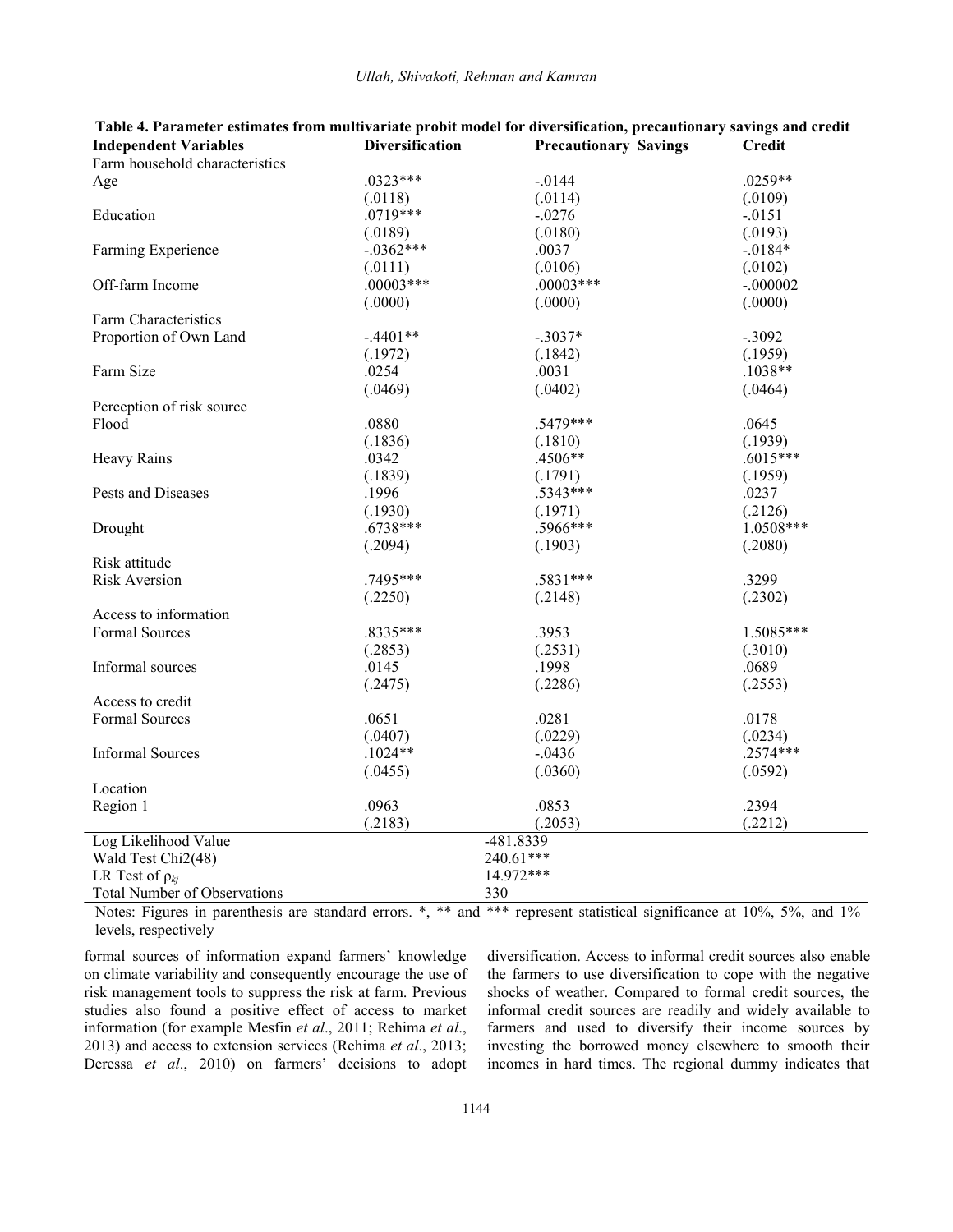**Table 4. Parameter estimates from multivariate probit model for diversification, precautionary savings and credit**

| Independent Variables | Diversification | Precautionary Savings | Credit |
|---|---|---|---|
| Farm household characteristics | | | |
| Age | .0323*** | -.0144 | .0259** |
| | (.0118) | (.0114) | (.0109) |
| Education | .0719*** | -.0276 | -.0151 |
| | (.0189) | (.0180) | (.0193) |
| Farming Experience | -.0362*** | .0037 | -.0184* |
| | (.0111) | (.0106) | (.0102) |
| Off-farm Income | .00003*** | .00003*** | -.000002 |
| | (.0000) | (.0000) | (.0000) |
| Farm Characteristics | | | |
| Proportion of Own Land | -.4401** | -.3037* | -.3092 |
| | (.1972) | (.1842) | (.1959) |
| Farm Size | .0254 | .0031 | .1038** |
| | (.0469) | (.0402) | (.0464) |
| Perception of risk source | | | |
| Flood | .0880 | .5479*** | .0645 |
| | (.1836) | (.1810) | (.1939) |
| Heavy Rains | .0342 | .4506** | .6015*** |
| | (.1839) | (.1791) | (.1959) |
| Pests and Diseases | .1996 | .5343*** | .0237 |
| | (.1930) | (.1971) | (.2126) |
| Drought | .6738*** | .5966*** | 1.0508*** |
| | (.2094) | (.1903) | (.2080) |
| Risk attitude | | | |
| Risk Aversion | .7495*** | .5831*** | .3299 |
| | (.2250) | (.2148) | (.2302) |
| Access to information | | | |
| Formal Sources | .8335*** | .3953 | 1.5085*** |
| | (.2853) | (.2531) | (.3010) |
| Informal sources | .0145 | .1998 | .0689 |
| | (.2475) | (.2286) | (.2553) |
| Access to credit | | | |
| Formal Sources | .0651 | .0281 | .0178 |
| | (.0407) | (.0229) | (.0234) |
| Informal Sources | .1024** | -.0436 | .2574*** |
| | (.0455) | (.0360) | (.0592) |
| Location | | | |
| Region 1 | .0963 | .0853 | .2394 |
| | (.2183) | (.2053) | (.2212) |
| Log Likelihood Value | -481.8339 | | |
| Wald Test Chi2(48) | 240.61*** | | |
| LR Test of $\rho_{kj}$ | 14.972*** | | |
| Total Number of Observations | 330 | | |

Notes: Figures in parenthesis are standard errors. *, ** and *** represent statistical significance at 10%, 5%, and 1% levels, respectively

formal sources of information expand farmers' knowledge on climate variability and consequently encourage the use of risk management tools to suppress the risk at farm. Previous studies also found a positive effect of access to market information (for example Mesfin *et al*., 2011; Rehima *et al*., 2013) and access to extension services (Rehima *et al*., 2013; Deressa *et al*., 2010) on farmers' decisions to adopt diversification. Access to informal credit sources also enable the farmers to use diversification to cope with the negative shocks of weather. Compared to formal credit sources, the informal credit sources are readily and widely available to farmers and used to diversify their income sources by investing the borrowed money elsewhere to smooth their incomes in hard times. The regional dummy indicates that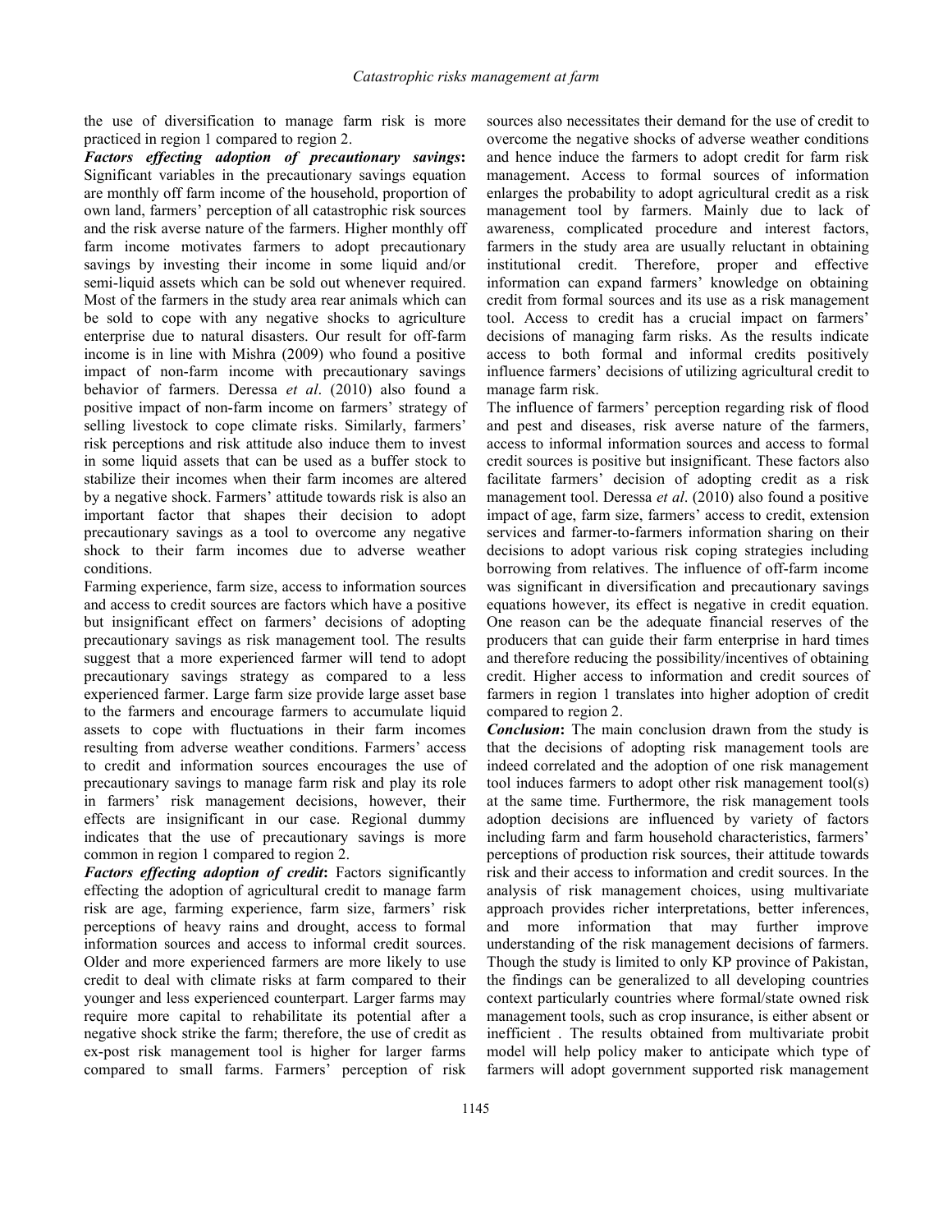the use of diversification to manage farm risk is more practiced in region 1 compared to region 2.

***Factors effecting adoption of precautionary savings*:** Significant variables in the precautionary savings equation are monthly off farm income of the household, proportion of own land, farmers' perception of all catastrophic risk sources and the risk averse nature of the farmers. Higher monthly off farm income motivates farmers to adopt precautionary savings by investing their income in some liquid and/or semi-liquid assets which can be sold out whenever required. Most of the farmers in the study area rear animals which can be sold to cope with any negative shocks to agriculture enterprise due to natural disasters. Our result for off-farm income is in line with Mishra (2009) who found a positive impact of non-farm income with precautionary savings behavior of farmers. Deressa *et al*. (2010) also found a positive impact of non-farm income on farmers' strategy of selling livestock to cope climate risks. Similarly, farmers' risk perceptions and risk attitude also induce them to invest in some liquid assets that can be used as a buffer stock to stabilize their incomes when their farm incomes are altered by a negative shock. Farmers' attitude towards risk is also an important factor that shapes their decision to adopt precautionary savings as a tool to overcome any negative shock to their farm incomes due to adverse weather conditions.

Farming experience, farm size, access to information sources and access to credit sources are factors which have a positive but insignificant effect on farmers' decisions of adopting precautionary savings as risk management tool. The results suggest that a more experienced farmer will tend to adopt precautionary savings strategy as compared to a less experienced farmer. Large farm size provide large asset base to the farmers and encourage farmers to accumulate liquid assets to cope with fluctuations in their farm incomes resulting from adverse weather conditions. Farmers' access to credit and information sources encourages the use of precautionary savings to manage farm risk and play its role in farmers' risk management decisions, however, their effects are insignificant in our case. Regional dummy indicates that the use of precautionary savings is more common in region 1 compared to region 2.

***Factors effecting adoption of credit*:** Factors significantly effecting the adoption of agricultural credit to manage farm risk are age, farming experience, farm size, farmers' risk perceptions of heavy rains and drought, access to formal information sources and access to informal credit sources. Older and more experienced farmers are more likely to use credit to deal with climate risks at farm compared to their younger and less experienced counterpart. Larger farms may require more capital to rehabilitate its potential after a negative shock strike the farm; therefore, the use of credit as ex-post risk management tool is higher for larger farms compared to small farms. Farmers' perception of risk sources also necessitates their demand for the use of credit to overcome the negative shocks of adverse weather conditions and hence induce the farmers to adopt credit for farm risk management. Access to formal sources of information enlarges the probability to adopt agricultural credit as a risk management tool by farmers. Mainly due to lack of awareness, complicated procedure and interest factors, farmers in the study area are usually reluctant in obtaining institutional credit. Therefore, proper and effective information can expand farmers' knowledge on obtaining credit from formal sources and its use as a risk management tool. Access to credit has a crucial impact on farmers' decisions of managing farm risks. As the results indicate access to both formal and informal credits positively influence farmers' decisions of utilizing agricultural credit to manage farm risk.

The influence of farmers' perception regarding risk of flood and pest and diseases, risk averse nature of the farmers, access to informal information sources and access to formal credit sources is positive but insignificant. These factors also facilitate farmers' decision of adopting credit as a risk management tool. Deressa *et al*. (2010) also found a positive impact of age, farm size, farmers' access to credit, extension services and farmer-to-farmers information sharing on their decisions to adopt various risk coping strategies including borrowing from relatives. The influence of off-farm income was significant in diversification and precautionary savings equations however, its effect is negative in credit equation. One reason can be the adequate financial reserves of the producers that can guide their farm enterprise in hard times and therefore reducing the possibility/incentives of obtaining credit. Higher access to information and credit sources of farmers in region 1 translates into higher adoption of credit compared to region 2.

***Conclusion*:** The main conclusion drawn from the study is that the decisions of adopting risk management tools are indeed correlated and the adoption of one risk management tool induces farmers to adopt other risk management tool(s) at the same time. Furthermore, the risk management tools adoption decisions are influenced by variety of factors including farm and farm household characteristics, farmers' perceptions of production risk sources, their attitude towards risk and their access to information and credit sources. In the analysis of risk management choices, using multivariate approach provides richer interpretations, better inferences, and more information that may further improve understanding of the risk management decisions of farmers. Though the study is limited to only KP province of Pakistan, the findings can be generalized to all developing countries context particularly countries where formal/state owned risk management tools, such as crop insurance, is either absent or inefficient . The results obtained from multivariate probit model will help policy maker to anticipate which type of farmers will adopt government supported risk management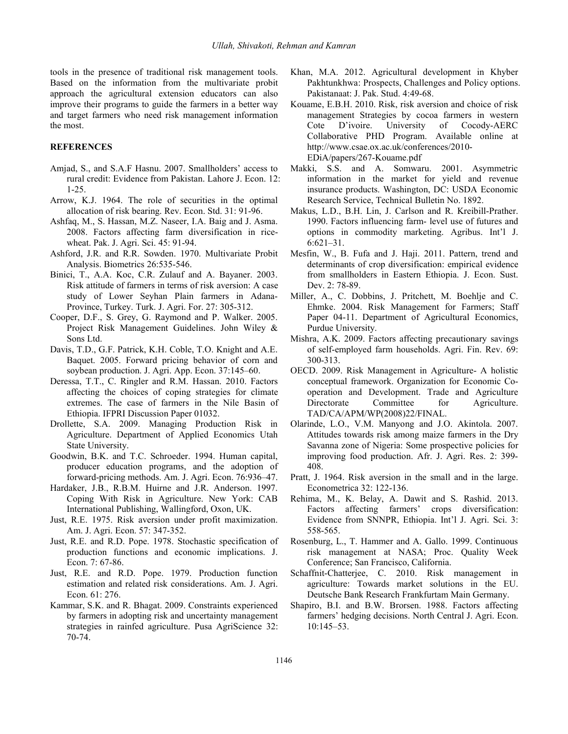tools in the presence of traditional risk management tools. Based on the information from the multivariate probit approach the agricultural extension educators can also improve their programs to guide the farmers in a better way and target farmers who need risk management information the most.

## REFERENCES

Amjad, S., and S.A.F Hasnu. 2007. Smallholders' access to rural credit: Evidence from Pakistan. Lahore J. Econ. 12: 1-25.

Arrow, K.J. 1964. The role of securities in the optimal allocation of risk bearing. Rev. Econ. Std. 31: 91-96.

Ashfaq, M., S. Hassan, M.Z. Naseer, I.A. Baig and J. Asma. 2008. Factors affecting farm diversification in rice-wheat. Pak. J. Agri. Sci. 45: 91-94.

Ashford, J.R. and R.R. Sowden. 1970. Multivariate Probit Analysis. Biometrics 26:535-546.

Binici, T., A.A. Koc, C.R. Zulauf and A. Bayaner. 2003. Risk attitude of farmers in terms of risk aversion: A case study of Lower Seyhan Plain farmers in Adana-Province, Turkey. Turk. J. Agri. For. 27: 305-312.

Cooper, D.F., S. Grey, G. Raymond and P. Walker. 2005. Project Risk Management Guidelines. John Wiley & Sons Ltd.

Davis, T.D., G.F. Patrick, K.H. Coble, T.O. Knight and A.E. Baquet. 2005. Forward pricing behavior of corn and soybean production. J. Agri. App. Econ. 37:145–60.

Deressa, T.T., C. Ringler and R.M. Hassan. 2010. Factors affecting the choices of coping strategies for climate extremes. The case of farmers in the Nile Basin of Ethiopia. IFPRI Discussion Paper 01032.

Drollette, S.A. 2009. Managing Production Risk in Agriculture. Department of Applied Economics Utah State University.

Goodwin, B.K. and T.C. Schroeder. 1994. Human capital, producer education programs, and the adoption of forward-pricing methods. Am. J. Agri. Econ. 76:936–47.

Hardaker, J.B., R.B.M. Huirne and J.R. Anderson. 1997. Coping With Risk in Agriculture. New York: CAB International Publishing, Wallingford, Oxon, UK.

Just, R.E. 1975. Risk aversion under profit maximization. Am. J. Agri. Econ. 57: 347-352.

Just, R.E. and R.D. Pope. 1978. Stochastic specification of production functions and economic implications. J. Econ. 7: 67-86.

Just, R.E. and R.D. Pope. 1979. Production function estimation and related risk considerations. Am. J. Agri. Econ. 61: 276.

Kammar, S.K. and R. Bhagat. 2009. Constraints experienced by farmers in adopting risk and uncertainty management strategies in rainfed agriculture. Pusa AgriScience 32: 70-74.

Khan, M.A. 2012. Agricultural development in Khyber Pakhtunkhwa: Prospects, Challenges and Policy options. Pakistanaat: J. Pak. Stud. 4:49-68.

Kouame, E.B.H. 2010. Risk, risk aversion and choice of risk management Strategies by cocoa farmers in western Cote D'ivoire. University of Cocody-AERC Collaborative PHD Program. Available online at http://www.csae.ox.ac.uk/conferences/2010-EDiA/papers/267-Kouame.pdf

Makki, S.S. and A. Somwaru. 2001. Asymmetric information in the market for yield and revenue insurance products. Washington, DC: USDA Economic Research Service, Technical Bulletin No. 1892.

Makus, L.D., B.H. Lin, J. Carlson and R. Kreibill-Prather. 1990. Factors influencing farm- level use of futures and options in commodity marketing. Agribus. Int'l J. 6:621–31.

Mesfin, W., B. Fufa and J. Haji. 2011. Pattern, trend and determinants of crop diversification: empirical evidence from smallholders in Eastern Ethiopia. J. Econ. Sust. Dev. 2: 78-89.

Miller, A., C. Dobbins, J. Pritchett, M. Boehlje and C. Ehmke. 2004. Risk Management for Farmers; Staff Paper 04-11. Department of Agricultural Economics, Purdue University.

Mishra, A.K. 2009. Factors affecting precautionary savings of self-employed farm households. Agri. Fin. Rev. 69: 300-313.

OECD. 2009. Risk Management in Agriculture- A holistic conceptual framework. Organization for Economic Co-operation and Development. Trade and Agriculture Directorate Committee for Agriculture. TAD/CA/APM/WP(2008)22/FINAL.

Olarinde, L.O., V.M. Manyong and J.O. Akintola. 2007. Attitudes towards risk among maize farmers in the Dry Savanna zone of Nigeria: Some prospective policies for improving food production. Afr. J. Agri. Res. 2: 399-408.

Pratt, J. 1964. Risk aversion in the small and in the large. Econometrica 32: 122-136.

Rehima, M., K. Belay, A. Dawit and S. Rashid. 2013. Factors affecting farmers' crops diversification: Evidence from SNNPR, Ethiopia. Int'l J. Agri. Sci. 3: 558-565.

Rosenburg, L., T. Hammer and A. Gallo. 1999. Continuous risk management at NASA; Proc. Quality Week Conference; San Francisco, California.

Schaffnit-Chatterjee, C. 2010. Risk management in agriculture: Towards market solutions in the EU. Deutsche Bank Research Frankfurtam Main Germany.

Shapiro, B.I. and B.W. Brorsen. 1988. Factors affecting farmers' hedging decisions. North Central J. Agri. Econ. 10:145–53.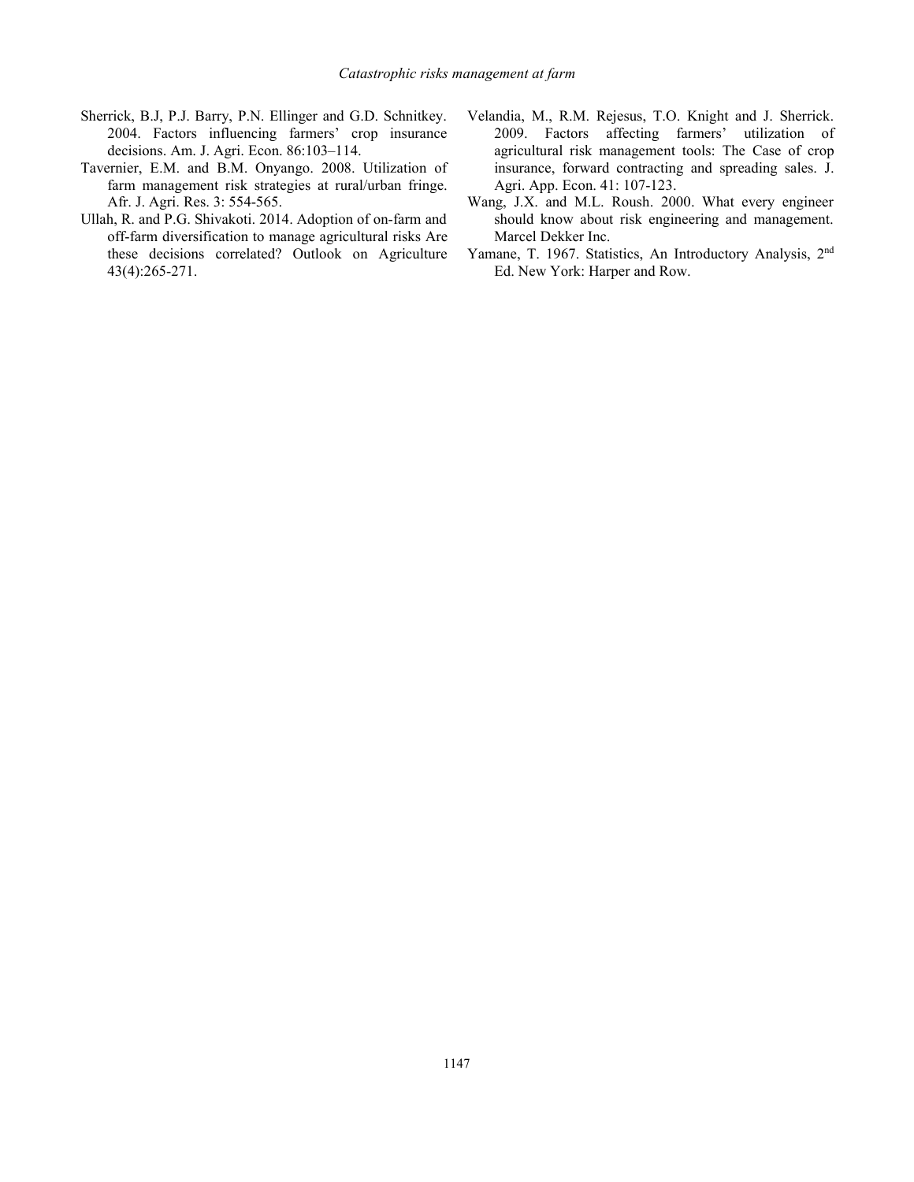Sherrick, B.J, P.J. Barry, P.N. Ellinger and G.D. Schnitkey. 2004. Factors influencing farmers' crop insurance decisions. Am. J. Agri. Econ. 86:103–114.

Tavernier, E.M. and B.M. Onyango. 2008. Utilization of farm management risk strategies at rural/urban fringe. Afr. J. Agri. Res. 3: 554-565.

Ullah, R. and P.G. Shivakoti. 2014. Adoption of on-farm and off-farm diversification to manage agricultural risks Are these decisions correlated? Outlook on Agriculture 43(4):265-271.

Velandia, M., R.M. Rejesus, T.O. Knight and J. Sherrick. 2009. Factors affecting farmers' utilization of agricultural risk management tools: The Case of crop insurance, forward contracting and spreading sales. J. Agri. App. Econ. 41: 107-123.

Wang, J.X. and M.L. Roush. 2000. What every engineer should know about risk engineering and management. Marcel Dekker Inc.

Yamane, T. 1967. Statistics, An Introductory Analysis, 2nd Ed. New York: Harper and Row.